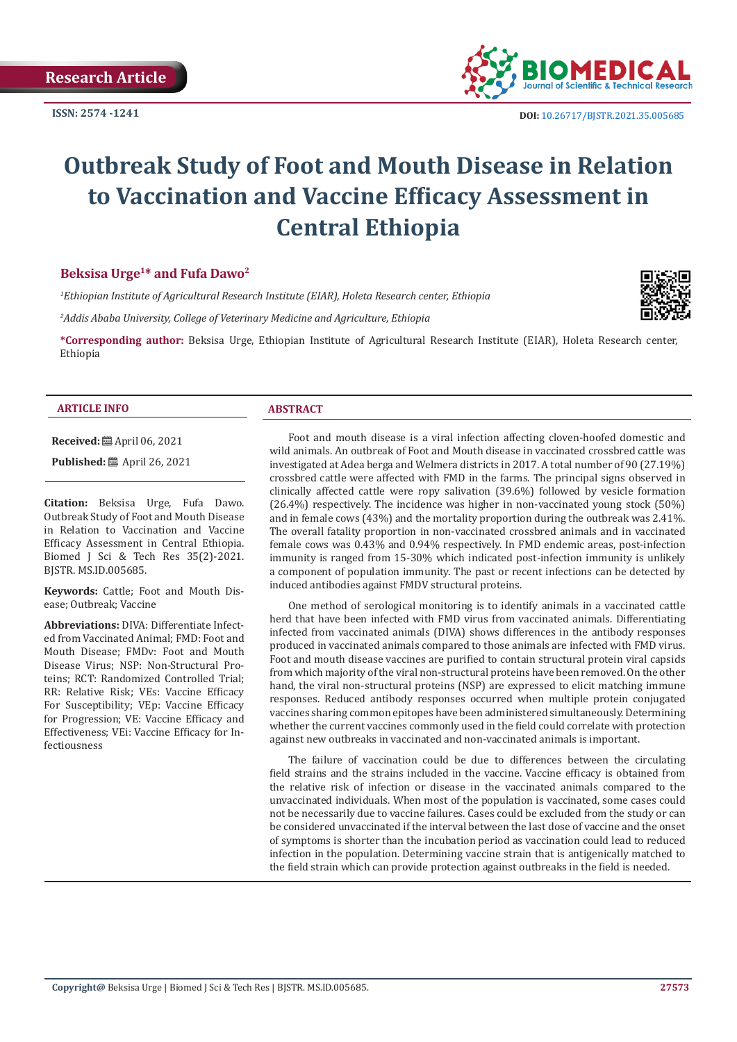Research Article

ISSN: 2574 -1241

DOI: 10.26717/BJSTR.2021.35.005685

# Outbreak Study of Foot and Mouth Disease in Relation to Vaccination and Vaccine Efficacy Assessment in Central Ethiopia

**Beksisa Urge[1]* and Fufa Dawo[2]**

*[1]Ethiopian Institute of Agricultural Research Institute (EIAR), Holeta Research center, Ethiopia*

*[2]Addis Ababa University, College of Veterinary Medicine and Agriculture, Ethiopia*

***Corresponding author:** Beksisa Urge, Ethiopian Institute of Agricultural Research Institute (EIAR), Holeta Research center, Ethiopia

## ARTICLE INFO

**Received:** April 06, 2021

**Published:** April 26, 2021

**Citation:** Beksisa Urge, Fufa Dawo. Outbreak Study of Foot and Mouth Disease in Relation to Vaccination and Vaccine Efficacy Assessment in Central Ethiopia. Biomed J Sci & Tech Res 35(2)-2021. BJSTR. MS.ID.005685.

**Keywords:** Cattle; Foot and Mouth Disease; Outbreak; Vaccine

**Abbreviations:** DIVA: Differentiate Infected from Vaccinated Animal; FMD: Foot and Mouth Disease; FMDv: Foot and Mouth Disease Virus; NSP: Non-Structural Proteins; RCT: Randomized Controlled Trial; RR: Relative Risk; VEs: Vaccine Efficacy For Susceptibility; VEp: Vaccine Efficacy for Progression; VE: Vaccine Efficacy and Effectiveness; VEi: Vaccine Efficacy for Infectiousness

## ABSTRACT

Foot and mouth disease is a viral infection affecting cloven-hoofed domestic and wild animals. An outbreak of Foot and Mouth disease in vaccinated crossbred cattle was investigated at Adea berga and Welmera districts in 2017. A total number of 90 (27.19%) crossbred cattle were affected with FMD in the farms. The principal signs observed in clinically affected cattle were ropy salivation (39.6%) followed by vesicle formation (26.4%) respectively. The incidence was higher in non-vaccinated young stock (50%) and in female cows (43%) and the mortality proportion during the outbreak was 2.41%. The overall fatality proportion in non-vaccinated crossbred animals and in vaccinated female cows was 0.43% and 0.94% respectively. In FMD endemic areas, post-infection immunity is ranged from 15-30% which indicated post-infection immunity is unlikely a component of population immunity. The past or recent infections can be detected by induced antibodies against FMDV structural proteins.

One method of serological monitoring is to identify animals in a vaccinated cattle herd that have been infected with FMD virus from vaccinated animals. Differentiating infected from vaccinated animals (DIVA) shows differences in the antibody responses produced in vaccinated animals compared to those animals are infected with FMD virus. Foot and mouth disease vaccines are purified to contain structural protein viral capsids from which majority of the viral non-structural proteins have been removed. On the other hand, the viral non-structural proteins (NSP) are expressed to elicit matching immune responses. Reduced antibody responses occurred when multiple protein conjugated vaccines sharing common epitopes have been administered simultaneously. Determining whether the current vaccines commonly used in the field could correlate with protection against new outbreaks in vaccinated and non-vaccinated animals is important.

The failure of vaccination could be due to differences between the circulating field strains and the strains included in the vaccine. Vaccine efficacy is obtained from the relative risk of infection or disease in the vaccinated animals compared to the unvaccinated individuals. When most of the population is vaccinated, some cases could not be necessarily due to vaccine failures. Cases could be excluded from the study or can be considered unvaccinated if the interval between the last dose of vaccine and the onset of symptoms is shorter than the incubation period as vaccination could lead to reduced infection in the population. Determining vaccine strain that is antigenically matched to the field strain which can provide protection against outbreaks in the field is needed.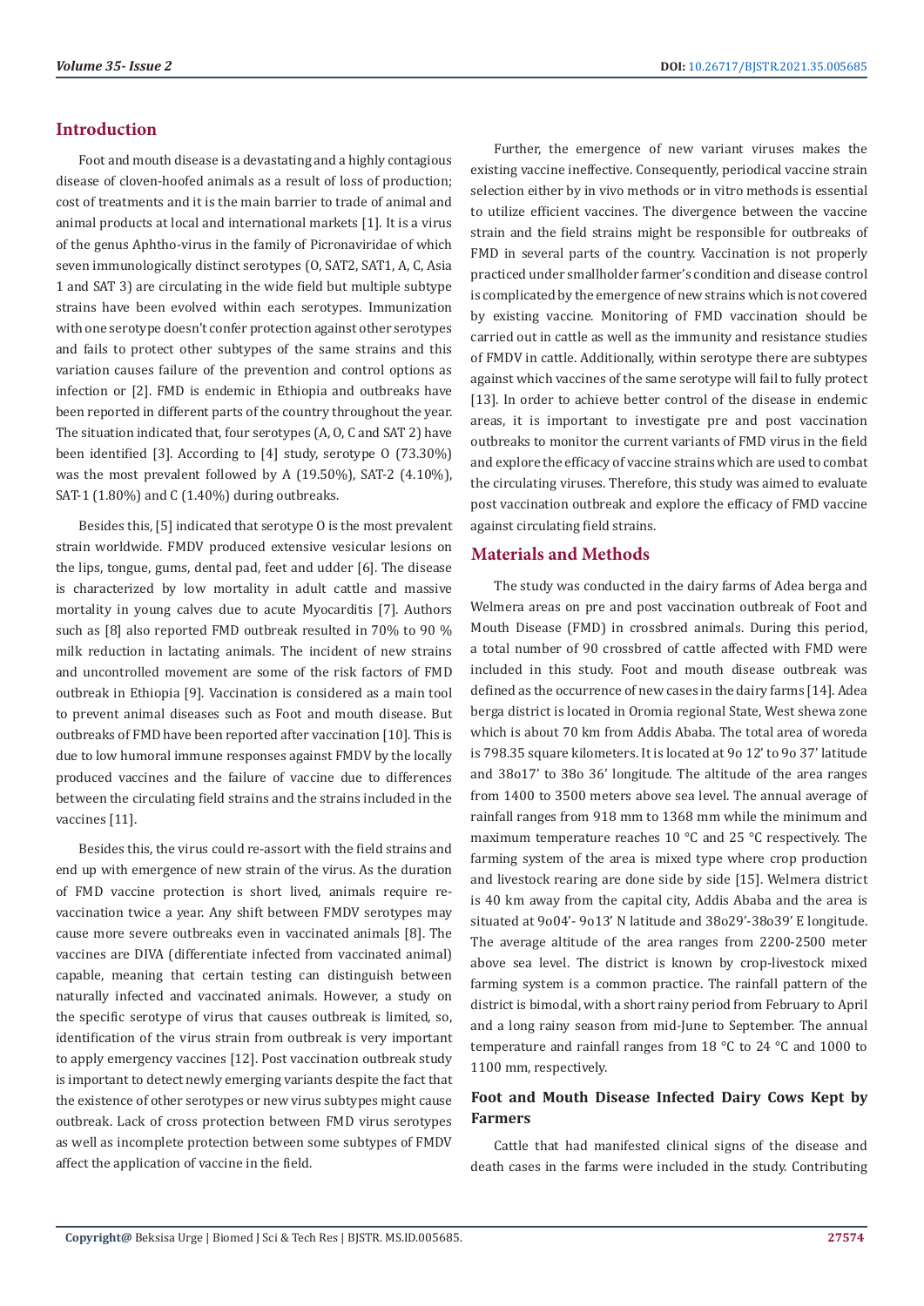## Introduction

Foot and mouth disease is a devastating and a highly contagious disease of cloven-hoofed animals as a result of loss of production; cost of treatments and it is the main barrier to trade of animal and animal products at local and international markets [1]. It is a virus of the genus Aphtho-virus in the family of Picronaviridae of which seven immunologically distinct serotypes (O, SAT2, SAT1, A, C, Asia 1 and SAT 3) are circulating in the wide field but multiple subtype strains have been evolved within each serotypes. Immunization with one serotype doesn't confer protection against other serotypes and fails to protect other subtypes of the same strains and this variation causes failure of the prevention and control options as infection or [2]. FMD is endemic in Ethiopia and outbreaks have been reported in different parts of the country throughout the year. The situation indicated that, four serotypes (A, O, C and SAT 2) have been identified [3]. According to [4] study, serotype O (73.30%) was the most prevalent followed by A (19.50%), SAT-2 (4.10%), SAT-1 (1.80%) and C (1.40%) during outbreaks.

Besides this, [5] indicated that serotype O is the most prevalent strain worldwide. FMDV produced extensive vesicular lesions on the lips, tongue, gums, dental pad, feet and udder [6]. The disease is characterized by low mortality in adult cattle and massive mortality in young calves due to acute Myocarditis [7]. Authors such as [8] also reported FMD outbreak resulted in 70% to 90 % milk reduction in lactating animals. The incident of new strains and uncontrolled movement are some of the risk factors of FMD outbreak in Ethiopia [9]. Vaccination is considered as a main tool to prevent animal diseases such as Foot and mouth disease. But outbreaks of FMD have been reported after vaccination [10]. This is due to low humoral immune responses against FMDV by the locally produced vaccines and the failure of vaccine due to differences between the circulating field strains and the strains included in the vaccines [11].

Besides this, the virus could re-assort with the field strains and end up with emergence of new strain of the virus. As the duration of FMD vaccine protection is short lived, animals require re-vaccination twice a year. Any shift between FMDV serotypes may cause more severe outbreaks even in vaccinated animals [8]. The vaccines are DIVA (differentiate infected from vaccinated animal) capable, meaning that certain testing can distinguish between naturally infected and vaccinated animals. However, a study on the specific serotype of virus that causes outbreak is limited, so, identification of the virus strain from outbreak is very important to apply emergency vaccines [12]. Post vaccination outbreak study is important to detect newly emerging variants despite the fact that the existence of other serotypes or new virus subtypes might cause outbreak. Lack of cross protection between FMD virus serotypes as well as incomplete protection between some subtypes of FMDV affect the application of vaccine in the field.

Further, the emergence of new variant viruses makes the existing vaccine ineffective. Consequently, periodical vaccine strain selection either by in vivo methods or in vitro methods is essential to utilize efficient vaccines. The divergence between the vaccine strain and the field strains might be responsible for outbreaks of FMD in several parts of the country. Vaccination is not properly practiced under smallholder farmer's condition and disease control is complicated by the emergence of new strains which is not covered by existing vaccine. Monitoring of FMD vaccination should be carried out in cattle as well as the immunity and resistance studies of FMDV in cattle. Additionally, within serotype there are subtypes against which vaccines of the same serotype will fail to fully protect [13]. In order to achieve better control of the disease in endemic areas, it is important to investigate pre and post vaccination outbreaks to monitor the current variants of FMD virus in the field and explore the efficacy of vaccine strains which are used to combat the circulating viruses. Therefore, this study was aimed to evaluate post vaccination outbreak and explore the efficacy of FMD vaccine against circulating field strains.

## Materials and Methods

The study was conducted in the dairy farms of Adea berga and Welmera areas on pre and post vaccination outbreak of Foot and Mouth Disease (FMD) in crossbred animals. During this period, a total number of 90 crossbred of cattle affected with FMD were included in this study. Foot and mouth disease outbreak was defined as the occurrence of new cases in the dairy farms [14]. Adea berga district is located in Oromia regional State, West shewa zone which is about 70 km from Addis Ababa. The total area of woreda is 798.35 square kilometers. It is located at 9o 12' to 9o 37' latitude and 38o17' to 38o 36' longitude. The altitude of the area ranges from 1400 to 3500 meters above sea level. The annual average of rainfall ranges from 918 mm to 1368 mm while the minimum and maximum temperature reaches 10 °C and 25 °C respectively. The farming system of the area is mixed type where crop production and livestock rearing are done side by side [15]. Welmera district is 40 km away from the capital city, Addis Ababa and the area is situated at 9o04'- 9o13' N latitude and 38o29'-38o39' E longitude. The average altitude of the area ranges from 2200-2500 meter above sea level. The district is known by crop-livestock mixed farming system is a common practice. The rainfall pattern of the district is bimodal, with a short rainy period from February to April and a long rainy season from mid-June to September. The annual temperature and rainfall ranges from 18 °C to 24 °C and 1000 to 1100 mm, respectively.

### Foot and Mouth Disease Infected Dairy Cows Kept by Farmers

Cattle that had manifested clinical signs of the disease and death cases in the farms were included in the study. Contributing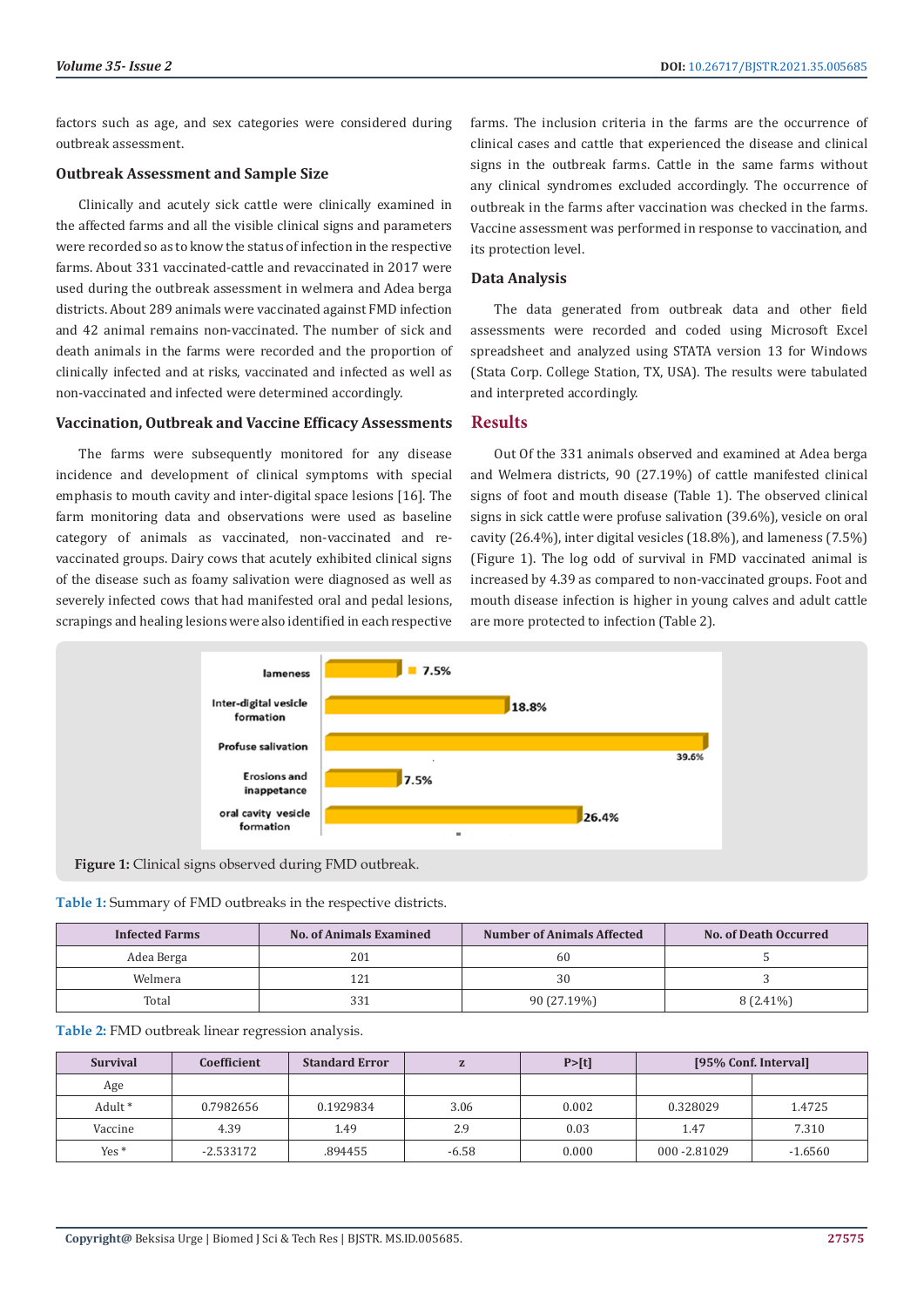factors such as age, and sex categories were considered during outbreak assessment.

### Outbreak Assessment and Sample Size

Clinically and acutely sick cattle were clinically examined in the affected farms and all the visible clinical signs and parameters were recorded so as to know the status of infection in the respective farms. About 331 vaccinated-cattle and revaccinated in 2017 were used during the outbreak assessment in welmera and Adea berga districts. About 289 animals were vaccinated against FMD infection and 42 animal remains non-vaccinated. The number of sick and death animals in the farms were recorded and the proportion of clinically infected and at risks, vaccinated and infected as well as non-vaccinated and infected were determined accordingly.

### Vaccination, Outbreak and Vaccine Efficacy Assessments

The farms were subsequently monitored for any disease incidence and development of clinical symptoms with special emphasis to mouth cavity and inter-digital space lesions [16]. The farm monitoring data and observations were used as baseline category of animals as vaccinated, non-vaccinated and re-vaccinated groups. Dairy cows that acutely exhibited clinical signs of the disease such as foamy salivation were diagnosed as well as severely infected cows that had manifested oral and pedal lesions, scrapings and healing lesions were also identified in each respective farms. The inclusion criteria in the farms are the occurrence of clinical cases and cattle that experienced the disease and clinical signs in the outbreak farms. Cattle in the same farms without any clinical syndromes excluded accordingly. The occurrence of outbreak in the farms after vaccination was checked in the farms. Vaccine assessment was performed in response to vaccination, and its protection level.

### Data Analysis

The data generated from outbreak data and other field assessments were recorded and coded using Microsoft Excel spreadsheet and analyzed using STATA version 13 for Windows (Stata Corp. College Station, TX, USA). The results were tabulated and interpreted accordingly.

## Results

Out Of the 331 animals observed and examined at Adea berga and Welmera districts, 90 (27.19%) of cattle manifested clinical signs of foot and mouth disease (Table 1). The observed clinical signs in sick cattle were profuse salvation (39.6%), vesicle on oral cavity (26.4%), inter digital vesicles (18.8%), and lameness (7.5%) (Figure 1). The log odd of survival in FMD vaccinated animal is increased by 4.39 as compared to non-vaccinated groups. Foot and mouth disease infection is higher in young calves and adult cattle are more protected to infection (Table 2).

**Figure 1:** Clinical signs observed during FMD outbreak.

**Table 1:** Summary of FMD outbreaks in the respective districts.

| Infected Farms | No. of Animals Examined | Number of Animals Affected | No. of Death Occurred |
|---|---|---|---|
| Adea Berga | 201 | 60 | 5 |
| Welmera | 121 | 30 | 3 |
| Total | 331 | 90 (27.19%) | 8 (2.41%) |

**Table 2:** FMD outbreak linear regression analysis.

| Survival | Coefficient | Standard Error | z | P>[t] | [95% Conf. Interval] | |
|---|---|---|---|---|---|---|
| Age | | | | | | |
| Adult * | 0.7982656 | 0.1929834 | 3.06 | 0.002 | 0.328029 | 1.4725 |
| Vaccine | 4.39 | 1.49 | 2.9 | 0.03 | 1.47 | 7.310 |
| Yes * | -2.533172 | .894455 | -6.58 | 0.000 | 000 -2.81029 | -1.6560 |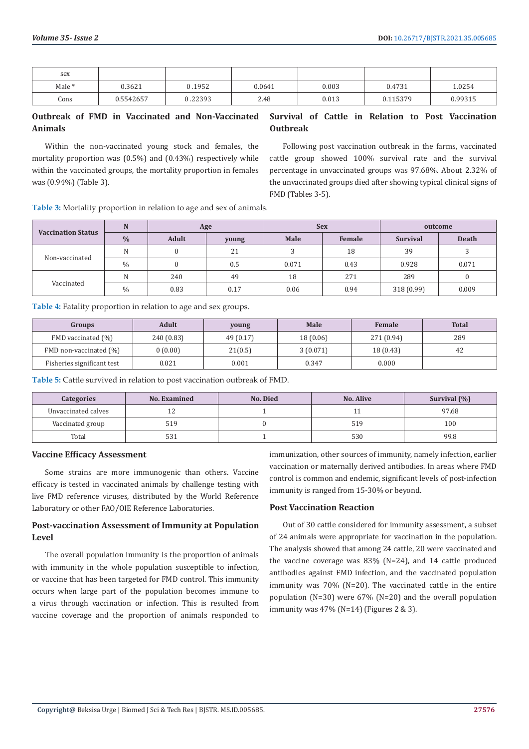| sex | | | | | | |
|---|---|---|---|---|---|---|
| Male * | 0.3621 | 0 .1952 | 0.0641 | 0.003 | 0.4731 | 1.0254 |
| Cons | 0.5542657 | 0 .22393 | 2.48 | 0.013 | 0.115379 | 0.99315 |

## Outbreak of FMD in Vaccinated and Non-Vaccinated Animals

Within the non-vaccinated young stock and females, the mortality proportion was (0.5%) and (0.43%) respectively while within the vaccinated groups, the mortality proportion in females was (0.94%) (Table 3).

## Survival of Cattle in Relation to Post Vaccination Outbreak

Following post vaccination outbreak in the farms, vaccinated cattle group showed 100% survival rate and the survival percentage in unvaccinated groups was 97.68%. About 2.32% of the unvaccinated groups died after showing typical clinical signs of FMD (Tables 3-5).

**Table 3:** Mortality proportion in relation to age and sex of animals.

| Vaccination Status | N | Age | | Sex | | outcome | |
|---|---|---|---|---|---|---|---|
| | % | Adult | young | Male | Female | Survival | Death |
| Non-vaccinated | N | 0 | 21 | 3 | 18 | 39 | 3 |
| | % | 0 | 0.5 | 0.071 | 0.43 | 0.928 | 0.071 |
| Vaccinated | N | 240 | 49 | 18 | 271 | 289 | 0 |
| | % | 0.83 | 0.17 | 0.06 | 0.94 | 318 (0.99) | 0.009 |

**Table 4:** Fatality proportion in relation to age and sex groups.

| Groups | Adult | young | Male | Female | Total |
|---|---|---|---|---|---|
| FMD vaccinated (%) | 240 (0.83) | 49 (0.17) | 18 (0.06) | 271 (0.94) | 289 |
| FMD non-vaccinated (%) | 0 (0.00) | 21(0.5) | 3 (0.071) | 18 (0.43) | 42 |
| Fisheries significant test | 0.021 | 0.001 | 0.347 | 0.000 | |

**Table 5:** Cattle survived in relation to post vaccination outbreak of FMD.

| Categories | No. Examined | No. Died | No. Alive | Survival (%) |
|---|---|---|---|---|
| Unvaccinated calves | 12 | 1 | 11 | 97.68 |
| Vaccinated group | 519 | 0 | 519 | 100 |
| Total | 531 | 1 | 530 | 99.8 |

### Vaccine Efficacy Assessment

Some strains are more immunogenic than others. Vaccine efficacy is tested in vaccinated animals by challenge testing with live FMD reference viruses, distributed by the World Reference Laboratory or other FAO/OIE Reference Laboratories.

### Post-vaccination Assessment of Immunity at Population Level

The overall population immunity is the proportion of animals with immunity in the whole population susceptible to infection, or vaccine that has been targeted for FMD control. This immunity occurs when large part of the population becomes immune to a virus through vaccination or infection. This is resulted from vaccine coverage and the proportion of animals responded to immunization, other sources of immunity, namely infection, earlier vaccination or maternally derived antibodies. In areas where FMD control is common and endemic, significant levels of post-infection immunity is ranged from 15-30% or beyond.

### Post Vaccination Reaction

Out of 30 cattle considered for immunity assessment, a subset of 24 animals were appropriate for vaccination in the population. The analysis showed that among 24 cattle, 20 were vaccinated and the vaccine coverage was 83% (N=24), and 14 cattle produced antibodies against FMD infection, and the vaccinated population immunity was 70% (N=20). The vaccinated cattle in the entire population (N=30) were 67% (N=20) and the overall population immunity was 47% (N=14) (Figures 2 & 3).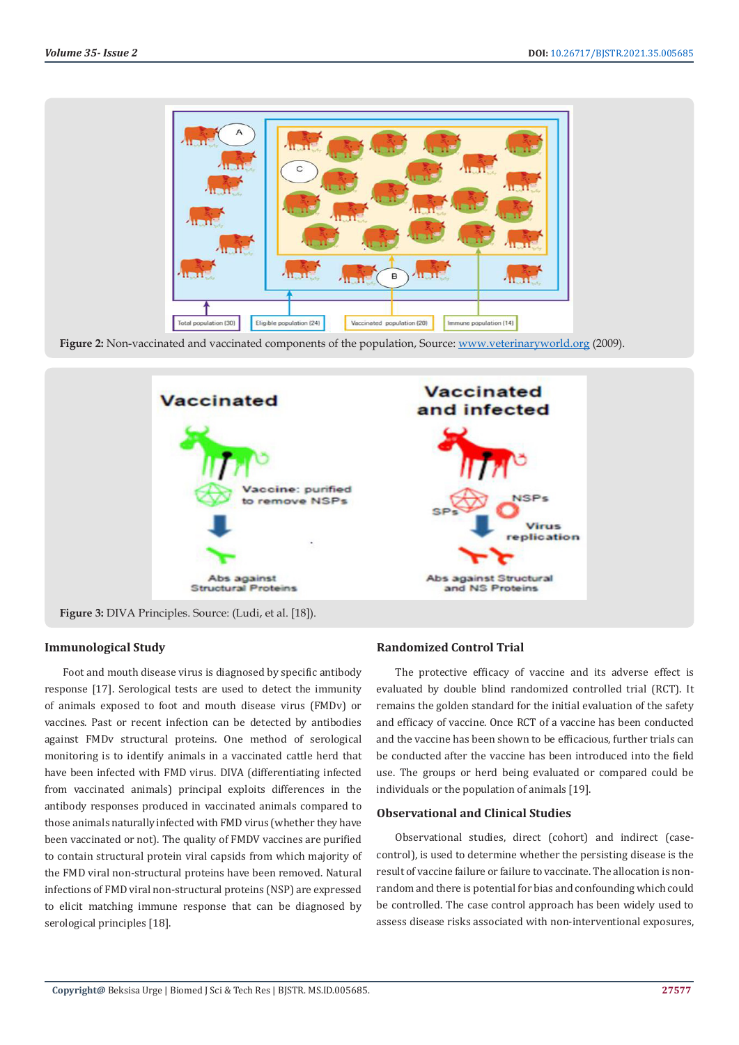Figure 2: Non-vaccinated and vaccinated components of the population, Source: www.veterinaryworld.org (2009).

Figure 3: DIVA Principles. Source: (Ludi, et al. [18]).

### Immunological Study

Foot and mouth disease virus is diagnosed by specific antibody response [17]. Serological tests are used to detect the immunity of animals exposed to foot and mouth disease virus (FMDv) or vaccines. Past or recent infection can be detected by antibodies against FMDv structural proteins. One method of serological monitoring is to identify animals in a vaccinated cattle herd that have been infected with FMD virus. DIVA (differentiating infected from vaccinated animals) principal exploits differences in the antibody responses produced in vaccinated animals compared to those animals naturally infected with FMD virus (whether they have been vaccinated or not). The quality of FMDV vaccines are purified to contain structural protein viral capsids from which majority of the FMD viral non-structural proteins have been removed. Natural infections of FMD viral non-structural proteins (NSP) are expressed to elicit matching immune response that can be diagnosed by serological principles [18].

### Randomized Control Trial

The protective efficacy of vaccine and its adverse effect is evaluated by double blind randomized controlled trial (RCT). It remains the golden standard for the initial evaluation of the safety and efficacy of vaccine. Once RCT of a vaccine has been conducted and the vaccine has been shown to be efficacious, further trials can be conducted after the vaccine has been introduced into the field use. The groups or herd being evaluated or compared could be individuals or the population of animals [19].

### Observational and Clinical Studies

Observational studies, direct (cohort) and indirect (case-control), is used to determine whether the persisting disease is the result of vaccine failure or failure to vaccinate. The allocation is non-random and there is potential for bias and confounding which could be controlled. The case control approach has been widely used to assess disease risks associated with non-interventional exposures,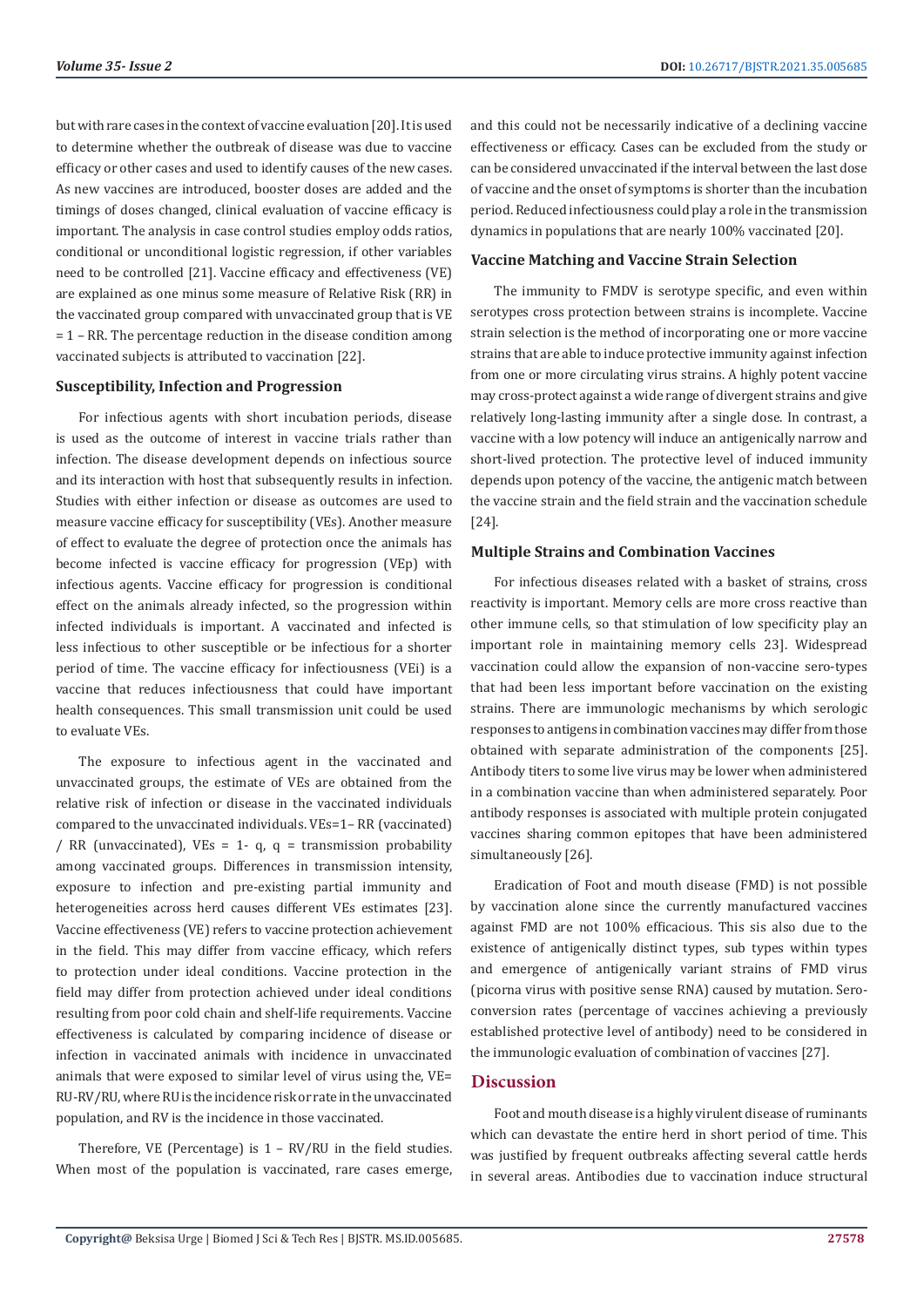but with rare cases in the context of vaccine evaluation [20]. It is used to determine whether the outbreak of disease was due to vaccine efficacy or other cases and used to identify causes of the new cases. As new vaccines are introduced, booster doses are added and the timings of doses changed, clinical evaluation of vaccine efficacy is important. The analysis in case control studies employ odds ratios, conditional or unconditional logistic regression, if other variables need to be controlled [21]. Vaccine efficacy and effectiveness (VE) are explained as one minus some measure of Relative Risk (RR) in the vaccinated group compared with unvaccinated group that is VE = 1 – RR. The percentage reduction in the disease condition among vaccinated subjects is attributed to vaccination [22].

### Susceptibility, Infection and Progression

For infectious agents with short incubation periods, disease is used as the outcome of interest in vaccine trials rather than infection. The disease development depends on infectious source and its interaction with host that subsequently results in infection. Studies with either infection or disease as outcomes are used to measure vaccine efficacy for susceptibility (VEs). Another measure of effect to evaluate the degree of protection once the animals has become infected is vaccine efficacy for progression (VEp) with infectious agents. Vaccine efficacy for progression is conditional effect on the animals already infected, so the progression within infected individuals is important. A vaccinated and infected is less infectious to other susceptible or be infectious for a shorter period of time. The vaccine efficacy for infectiousness (VEi) is a vaccine that reduces infectiousness that could have important health consequences. This small transmission unit could be used to evaluate VEs.

The exposure to infectious agent in the vaccinated and unvaccinated groups, the estimate of VEs are obtained from the relative risk of infection or disease in the vaccinated individuals compared to the unvaccinated individuals. VEs=1– RR (vaccinated) / RR (unvaccinated), VEs = 1- q, q = transmission probability among vaccinated groups. Differences in transmission intensity, exposure to infection and pre-existing partial immunity and heterogeneities across herd causes different VEs estimates [23]. Vaccine effectiveness (VE) refers to vaccine protection achievement in the field. This may differ from vaccine efficacy, which refers to protection under ideal conditions. Vaccine protection in the field may differ from protection achieved under ideal conditions resulting from poor cold chain and shelf-life requirements. Vaccine effectiveness is calculated by comparing incidence of disease or infection in vaccinated animals with incidence in unvaccinated animals that were exposed to similar level of virus using the, VE= RU-RV/RU, where RU is the incidence risk or rate in the unvaccinated population, and RV is the incidence in those vaccinated.

Therefore, VE (Percentage) is 1 – RV/RU in the field studies. When most of the population is vaccinated, rare cases emerge, and this could not be necessarily indicative of a declining vaccine effectiveness or efficacy. Cases can be excluded from the study or can be considered unvaccinated if the interval between the last dose of vaccine and the onset of symptoms is shorter than the incubation period. Reduced infectiousness could play a role in the transmission dynamics in populations that are nearly 100% vaccinated [20].

### Vaccine Matching and Vaccine Strain Selection

The immunity to FMDV is serotype specific, and even within serotypes cross protection between strains is incomplete. Vaccine strain selection is the method of incorporating one or more vaccine strains that are able to induce protective immunity against infection from one or more circulating virus strains. A highly potent vaccine may cross-protect against a wide range of divergent strains and give relatively long-lasting immunity after a single dose. In contrast, a vaccine with a low potency will induce an antigenically narrow and short-lived protection. The protective level of induced immunity depends upon potency of the vaccine, the antigenic match between the vaccine strain and the field strain and the vaccination schedule [24].

### Multiple Strains and Combination Vaccines

For infectious diseases related with a basket of strains, cross reactivity is important. Memory cells are more cross reactive than other immune cells, so that stimulation of low specificity play an important role in maintaining memory cells 23]. Widespread vaccination could allow the expansion of non-vaccine sero-types that had been less important before vaccination on the existing strains. There are immunologic mechanisms by which serologic responses to antigens in combination vaccines may differ from those obtained with separate administration of the components [25]. Antibody titers to some live virus may be lower when administered in a combination vaccine than when administered separately. Poor antibody responses is associated with multiple protein conjugated vaccines sharing common epitopes that have been administered simultaneously [26].

Eradication of Foot and mouth disease (FMD) is not possible by vaccination alone since the currently manufactured vaccines against FMD are not 100% efficacious. This sis also due to the existence of antigenically distinct types, sub types within types and emergence of antigenically variant strains of FMD virus (picorna virus with positive sense RNA) caused by mutation. Sero-conversion rates (percentage of vaccines achieving a previously established protective level of antibody) need to be considered in the immunologic evaluation of combination of vaccines [27].

## Discussion

Foot and mouth disease is a highly virulent disease of ruminants which can devastate the entire herd in short period of time. This was justified by frequent outbreaks affecting several cattle herds in several areas. Antibodies due to vaccination induce structural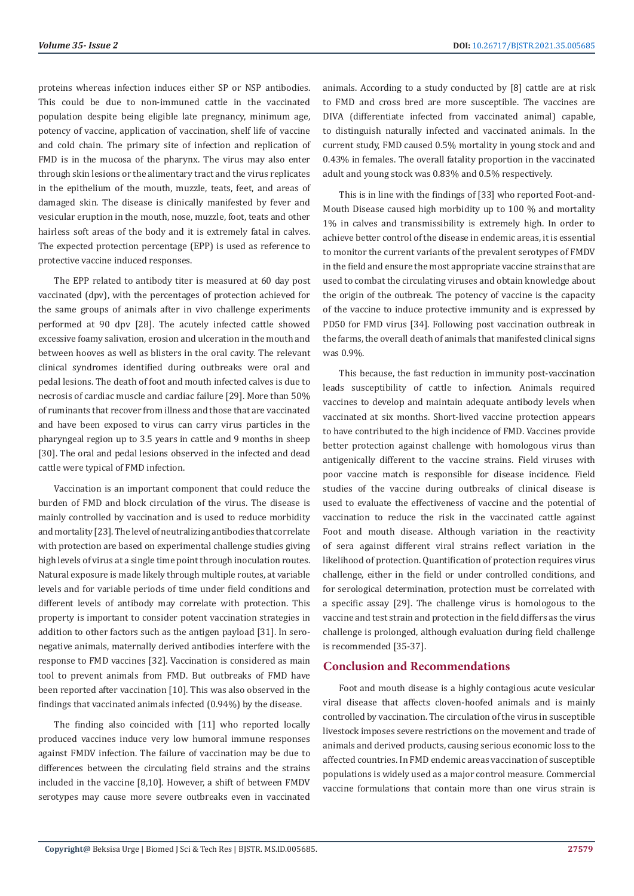proteins whereas infection induces either SP or NSP antibodies. This could be due to non-immuned cattle in the vaccinated population despite being eligible late pregnancy, minimum age, potency of vaccine, application of vaccination, shelf life of vaccine and cold chain. The primary site of infection and replication of FMD is in the mucosa of the pharynx. The virus may also enter through skin lesions or the alimentary tract and the virus replicates in the epithelium of the mouth, muzzle, teats, feet, and areas of damaged skin. The disease is clinically manifested by fever and vesicular eruption in the mouth, nose, muzzle, foot, teats and other hairless soft areas of the body and it is extremely fatal in calves. The expected protection percentage (EPP) is used as reference to protective vaccine induced responses.

The EPP related to antibody titer is measured at 60 day post vaccinated (dpv), with the percentages of protection achieved for the same groups of animals after in vivo challenge experiments performed at 90 dpv [28]. The acutely infected cattle showed excessive foamy salivation, erosion and ulceration in the mouth and between hooves as well as blisters in the oral cavity. The relevant clinical syndromes identified during outbreaks were oral and pedal lesions. The death of foot and mouth infected calves is due to necrosis of cardiac muscle and cardiac failure [29]. More than 50% of ruminants that recover from illness and those that are vaccinated and have been exposed to virus can carry virus particles in the pharyngeal region up to 3.5 years in cattle and 9 months in sheep [30]. The oral and pedal lesions observed in the infected and dead cattle were typical of FMD infection.

Vaccination is an important component that could reduce the burden of FMD and block circulation of the virus. The disease is mainly controlled by vaccination and is used to reduce morbidity and mortality [23]. The level of neutralizing antibodies that correlate with protection are based on experimental challenge studies giving high levels of virus at a single time point through inoculation routes. Natural exposure is made likely through multiple routes, at variable levels and for variable periods of time under field conditions and different levels of antibody may correlate with protection. This property is important to consider potent vaccination strategies in addition to other factors such as the antigen payload [31]. In sero-negative animals, maternally derived antibodies interfere with the response to FMD vaccines [32]. Vaccination is considered as main tool to prevent animals from FMD. But outbreaks of FMD have been reported after vaccination [10]. This was also observed in the findings that vaccinated animals infected (0.94%) by the disease.

The finding also coincided with [11] who reported locally produced vaccines induce very low humoral immune responses against FMDV infection. The failure of vaccination may be due to differences between the circulating field strains and the strains included in the vaccine [8,10]. However, a shift of between FMDV serotypes may cause more severe outbreaks even in vaccinated animals. According to a study conducted by [8] cattle are at risk to FMD and cross bred are more susceptible. The vaccines are DIVA (differentiate infected from vaccinated animal) capable, to distinguish naturally infected and vaccinated animals. In the current study, FMD caused 0.5% mortality in young stock and and 0.43% in females. The overall fatality proportion in the vaccinated adult and young stock was 0.83% and 0.5% respectively.

This is in line with the findings of [33] who reported Foot-and-Mouth Disease caused high morbidity up to 100 % and mortality 1% in calves and transmissibility is extremely high. In order to achieve better control of the disease in endemic areas, it is essential to monitor the current variants of the prevalent serotypes of FMDV in the field and ensure the most appropriate vaccine strains that are used to combat the circulating viruses and obtain knowledge about the origin of the outbreak. The potency of vaccine is the capacity of the vaccine to induce protective immunity and is expressed by PD50 for FMD virus [34]. Following post vaccination outbreak in the farms, the overall death of animals that manifested clinical signs was 0.9%.

This because, the fast reduction in immunity post-vaccination leads susceptibility of cattle to infection. Animals required vaccines to develop and maintain adequate antibody levels when vaccinated at six months. Short-lived vaccine protection appears to have contributed to the high incidence of FMD. Vaccines provide better protection against challenge with homologous virus than antigenically different to the vaccine strains. Field viruses with poor vaccine match is responsible for disease incidence. Field studies of the vaccine during outbreaks of clinical disease is used to evaluate the effectiveness of vaccine and the potential of vaccination to reduce the risk in the vaccinated cattle against Foot and mouth disease. Although variation in the reactivity of sera against different viral strains reflect variation in the likelihood of protection. Quantification of protection requires virus challenge, either in the field or under controlled conditions, and for serological determination, protection must be correlated with a specific assay [29]. The challenge virus is homologous to the vaccine and test strain and protection in the field differs as the virus challenge is prolonged, although evaluation during field challenge is recommended [35-37].

## Conclusion and Recommendations

Foot and mouth disease is a highly contagious acute vesicular viral disease that affects cloven-hoofed animals and is mainly controlled by vaccination. The circulation of the virus in susceptible livestock imposes severe restrictions on the movement and trade of animals and derived products, causing serious economic loss to the affected countries. In FMD endemic areas vaccination of susceptible populations is widely used as a major control measure. Commercial vaccine formulations that contain more than one virus strain is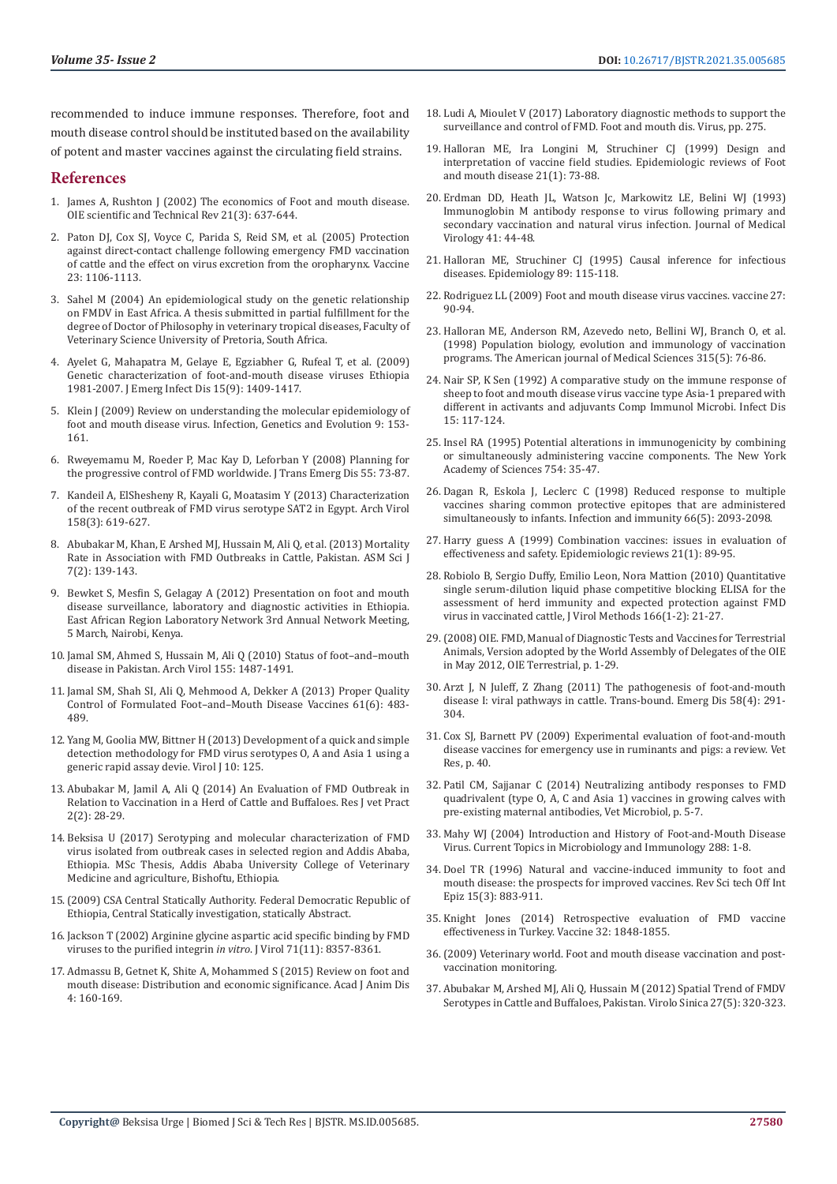recommended to induce immune responses. Therefore, foot and mouth disease control should be instituted based on the availability of potent and master vaccines against the circulating field strains.

## References

1. James A, Rushton J (2002) The economics of Foot and mouth disease. OIE scientific and Technical Rev 21(3): 637-644.
2. Paton DJ, Cox SJ, Voyce C, Parida S, Reid SM, et al. (2005) Protection against direct-contact challenge following emergency FMD vaccination of cattle and the effect on virus excretion from the oropharynx. Vaccine 23: 1106-1113.
3. Sahel M (2004) An epidemiological study on the genetic relationship on FMDV in East Africa. A thesis submitted in partial fulfillment for the degree of Doctor of Philosophy in veterinary tropical diseases, Faculty of Veterinary Science University of Pretoria, South Africa.
4. Ayelet G, Mahapatra M, Gelaye E, Egziabher G, Rufeal T, et al. (2009) Genetic characterization of foot-and-mouth disease viruses Ethiopia 1981-2007. J Emerg Infect Dis 15(9): 1409-1417.
5. Klein J (2009) Review on understanding the molecular epidemiology of foot and mouth disease virus. Infection, Genetics and Evolution 9: 153-161.
6. Rweyemamu M, Roeder P, Mac Kay D, Leforban Y (2008) Planning for the progressive control of FMD worldwide. J Trans Emerg Dis 55: 73-87.
7. Kandeil A, ElShesheny R, Kayali G, Moatasim Y (2013) Characterization of the recent outbreak of FMD virus serotype SAT2 in Egypt. Arch Virol 158(3): 619-627.
8. Abubakar M, Khan, E Arshed MJ, Hussain M, Ali Q, et al. (2013) Mortality Rate in Association with FMD Outbreaks in Cattle, Pakistan. ASM Sci J 7(2): 139-143.
9. Bewket S, Mesfin S, Gelagay A (2012) Presentation on foot and mouth disease surveillance, laboratory and diagnostic activities in Ethiopia. East African Region Laboratory Network 3rd Annual Network Meeting, 5 March, Nairobi, Kenya.
10. Jamal SM, Ahmed S, Hussain M, Ali Q (2010) Status of foot–and–mouth disease in Pakistan. Arch Virol 155: 1487-1491.
11. Jamal SM, Shah SI, Ali Q, Mehmood A, Dekker A (2013) Proper Quality Control of Formulated Foot–and–Mouth Disease Vaccines 61(6): 483-489.
12. Yang M, Goolia MW, Bittner H (2013) Development of a quick and simple detection methodology for FMD virus serotypes O, A and Asia 1 using a generic rapid assay devie. Virol J 10: 125.
13. Abubakar M, Jamil A, Ali Q (2014) An Evaluation of FMD Outbreak in Relation to Vaccination in a Herd of Cattle and Buffaloes. Res J vet Pract 2(2): 28-29.
14. Beksisa U (2017) Serotyping and molecular characterization of FMD virus isolated from outbreak cases in selected region and Addis Ababa, Ethiopia. MSc Thesis, Addis Ababa University College of Veterinary Medicine and agriculture, Bishoftu, Ethiopia.
15. (2009) CSA Central Statically Authority. Federal Democratic Republic of Ethiopia, Central Statically investigation, statically Abstract.
16. Jackson T (2002) Arginine glycine aspartic acid specific binding by FMD viruses to the purified integrin *in vitro*. J Virol 71(11): 8357-8361.
17. Admassu B, Getnet K, Shite A, Mohammed S (2015) Review on foot and mouth disease: Distribution and economic significance. Acad J Anim Dis 4: 160-169.
18. Ludi A, Mioulet V (2017) Laboratory diagnostic methods to support the surveillance and control of FMD. Foot and mouth dis. Virus, pp. 275.
19. Halloran ME, Ira Longini M, Struchiner CJ (1999) Design and interpretation of vaccine field studies. Epidemiologic reviews of Foot and mouth disease 21(1): 73-88.
20. Erdman DD, Heath JL, Watson Jc, Markowitz LE, Belini WJ (1993) Immunoglobin M antibody response to virus following primary and secondary vaccination and natural virus infection. Journal of Medical Virology 41: 44-48.
21. Halloran ME, Struchiner CJ (1995) Causal inference for infectious diseases. Epidemiology 89: 115-118.
22. Rodriguez LL (2009) Foot and mouth disease virus vaccines. vaccine 27: 90-94.
23. Halloran ME, Anderson RM, Azevedo neto, Bellini WJ, Branch O, et al. (1998) Population biology, evolution and immunology of vaccination programs. The American journal of Medical Sciences 315(5): 76-86.
24. Nair SP, K Sen (1992) A comparative study on the immune response of sheep to foot and mouth disease virus vaccine type Asia-1 prepared with different in activants and adjuvants Comp Immunol Microbi. Infect Dis 15: 117-124.
25. Insel RA (1995) Potential alterations in immunogenicity by combining or simultaneously administering vaccine components. The New York Academy of Sciences 754: 35-47.
26. Dagan R, Eskola J, Leclerc C (1998) Reduced response to multiple vaccines sharing common protective epitopes that are administered simultaneously to infants. Infection and immunity 66(5): 2093-2098.
27. Harry guess A (1999) Combination vaccines: issues in evaluation of effectiveness and safety. Epidemiologic reviews 21(1): 89-95.
28. Robiolo B, Sergio Duffy, Emilio Leon, Nora Mattion (2010) Quantitative single serum-dilution liquid phase competitive blocking ELISA for the assessment of herd immunity and expected protection against FMD virus in vaccinated cattle, J Virol Methods 166(1-2): 21-27.
29. (2008) OIE. FMD, Manual of Diagnostic Tests and Vaccines for Terrestrial Animals, Version adopted by the World Assembly of Delegates of the OIE in May 2012, OIE Terrestrial, p. 1-29.
30. Arzt J, N Juleff, Z Zhang (2011) The pathogenesis of foot-and-mouth disease I: viral pathways in cattle. Trans-bound. Emerg Dis 58(4): 291-304.
31. Cox SJ, Barnett PV (2009) Experimental evaluation of foot-and-mouth disease vaccines for emergency use in ruminants and pigs: a review. Vet Res, p. 40.
32. Patil CM, Sajjanar C (2014) Neutralizing antibody responses to FMD quadrivalent (type O, A, C and Asia 1) vaccines in growing calves with pre-existing maternal antibodies, Vet Microbiol, p. 5-7.
33. Mahy WJ (2004) Introduction and History of Foot-and-Mouth Disease Virus. Current Topics in Microbiology and Immunology 288: 1-8.
34. Doel TR (1996) Natural and vaccine-induced immunity to foot and mouth disease: the prospects for improved vaccines. Rev Sci tech Off Int Epiz 15(3): 883-911.
35. Knight Jones (2014) Retrospective evaluation of FMD vaccine effectiveness in Turkey. Vaccine 32: 1848-1855.
36. (2009) Veterinary world. Foot and mouth disease vaccination and post-vaccination monitoring.
37. Abubakar M, Arshed MJ, Ali Q, Hussain M (2012) Spatial Trend of FMDV Serotypes in Cattle and Buffaloes, Pakistan. Virolo Sinica 27(5): 320-323.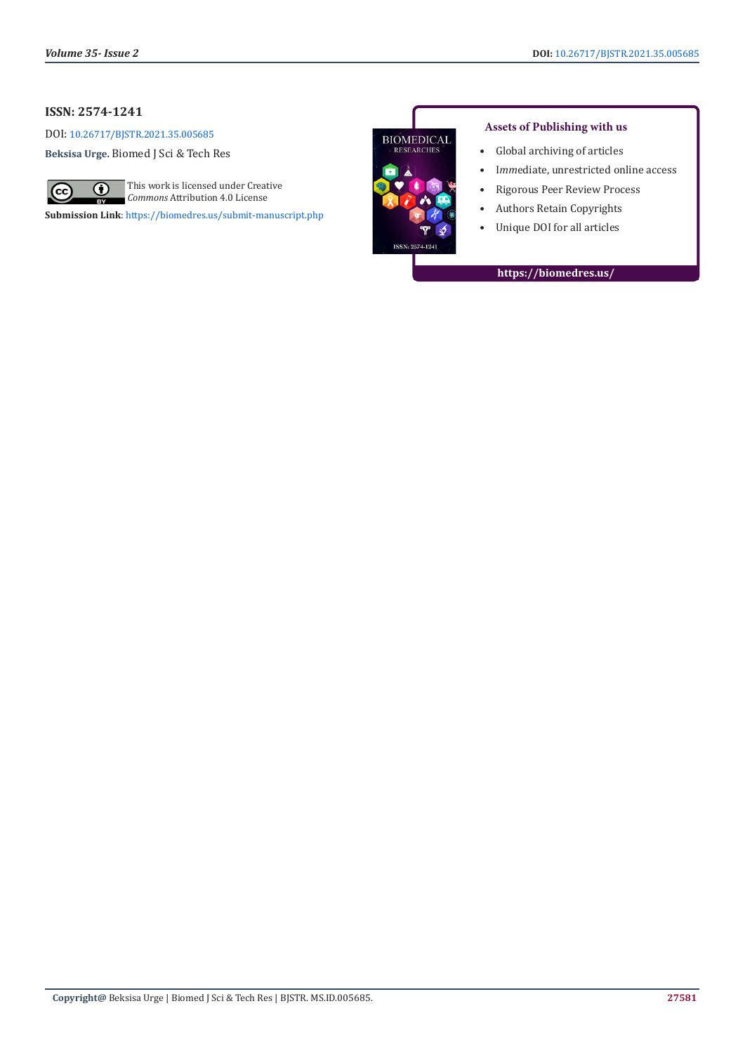**ISSN: 2574-1241**

DOI: 10.26717/BJSTR.2021.35.005685

**Beksisa Urge.** Biomed J Sci & Tech Res

This work is licensed under Creative *Commons* Attribution 4.0 License

**Submission Link**: https://biomedres.us/submit-manuscript.php

### Assets of Publishing with us

- Global archiving of articles
- Immediate, unrestricted online access
- Rigorous Peer Review Process
- Authors Retain Copyrights
- Unique DOI for all articles

**https://biomedres.us/**